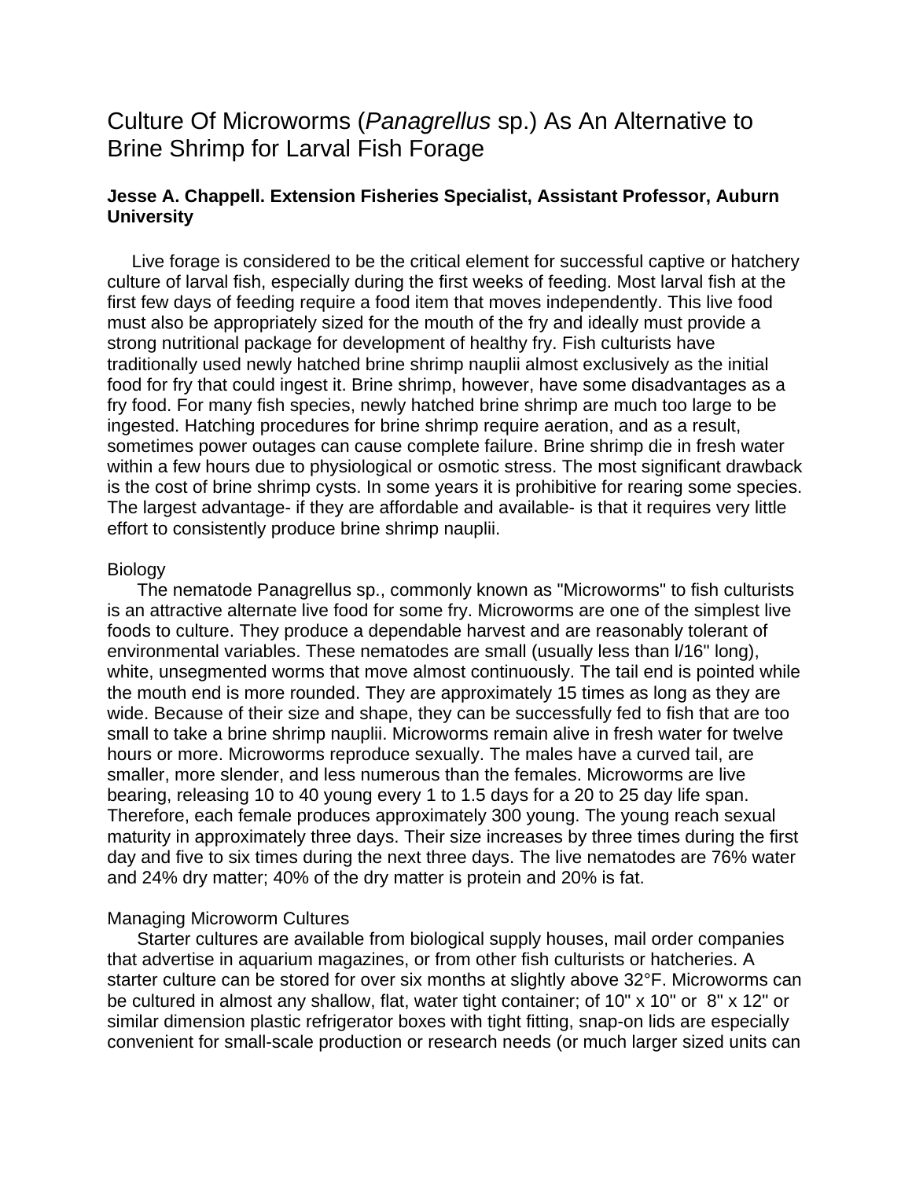# Culture Of Microworms (*Panagrellus* sp.) As An Alternative to Brine Shrimp for Larval Fish Forage

**Jesse A. Chappell. Extension Fisheries Specialist, Assistant Professor, Auburn University**

Live forage is considered to be the critical element for successful captive or hatchery culture of larval fish, especially during the first weeks of feeding. Most larval fish at the first few days of feeding require a food item that moves independently. This live food must also be appropriately sized for the mouth of the fry and ideally must provide a strong nutritional package for development of healthy fry. Fish culturists have traditionally used newly hatched brine shrimp nauplii almost exclusively as the initial food for fry that could ingest it. Brine shrimp, however, have some disadvantages as a fry food. For many fish species, newly hatched brine shrimp are much too large to be ingested. Hatching procedures for brine shrimp require aeration, and as a result, sometimes power outages can cause complete failure. Brine shrimp die in fresh water within a few hours due to physiological or osmotic stress. The most significant drawback is the cost of brine shrimp cysts. In some years it is prohibitive for rearing some species. The largest advantage- if they are affordable and available- is that it requires very little effort to consistently produce brine shrimp nauplii.

## Biology

The nematode Panagrellus sp., commonly known as "Microworms" to fish culturists is an attractive alternate live food for some fry. Microworms are one of the simplest live foods to culture. They produce a dependable harvest and are reasonably tolerant of environmental variables. These nematodes are small (usually less than l/16" long), white, unsegmented worms that move almost continuously. The tail end is pointed while the mouth end is more rounded. They are approximately 15 times as long as they are wide. Because of their size and shape, they can be successfully fed to fish that are too small to take a brine shrimp nauplii. Microworms remain alive in fresh water for twelve hours or more. Microworms reproduce sexually. The males have a curved tail, are smaller, more slender, and less numerous than the females. Microworms are live bearing, releasing 10 to 40 young every 1 to 1.5 days for a 20 to 25 day life span. Therefore, each female produces approximately 300 young. The young reach sexual maturity in approximately three days. Their size increases by three times during the first day and five to six times during the next three days. The live nematodes are 76% water and 24% dry matter; 40% of the dry matter is protein and 20% is fat.

## Managing Microworm Cultures

Starter cultures are available from biological supply houses, mail order companies that advertise in aquarium magazines, or from other fish culturists or hatcheries. A starter culture can be stored for over six months at slightly above 32°F. Microworms can be cultured in almost any shallow, flat, water tight container; of 10" x 10" or 8" x 12" or similar dimension plastic refrigerator boxes with tight fitting, snap-on lids are especially convenient for small-scale production or research needs (or much larger sized units can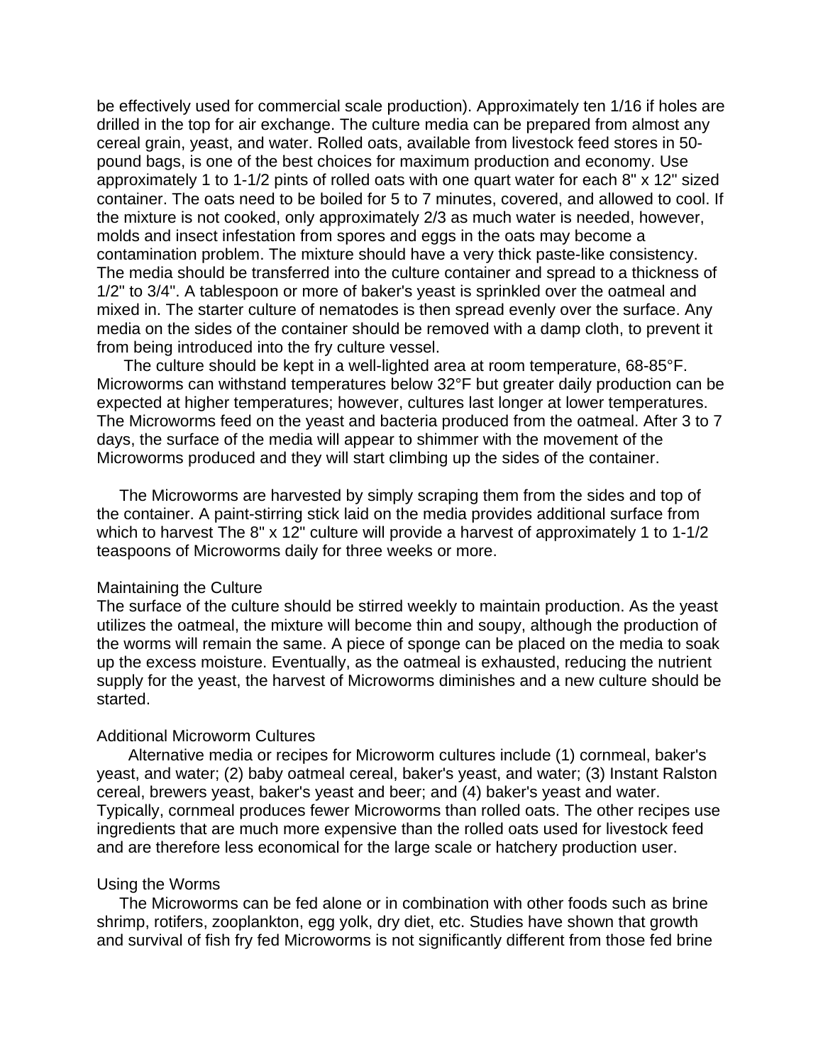be effectively used for commercial scale production). Approximately ten 1/16 if holes are drilled in the top for air exchange. The culture media can be prepared from almost any cereal grain, yeast, and water. Rolled oats, available from livestock feed stores in 50-pound bags, is one of the best choices for maximum production and economy. Use approximately 1 to 1-1/2 pints of rolled oats with one quart water for each 8" x 12" sized container. The oats need to be boiled for 5 to 7 minutes, covered, and allowed to cool. If the mixture is not cooked, only approximately 2/3 as much water is needed, however, molds and insect infestation from spores and eggs in the oats may become a contamination problem. The mixture should have a very thick paste-like consistency. The media should be transferred into the culture container and spread to a thickness of 1/2" to 3/4". A tablespoon or more of baker's yeast is sprinkled over the oatmeal and mixed in. The starter culture of nematodes is then spread evenly over the surface. Any media on the sides of the container should be removed with a damp cloth, to prevent it from being introduced into the fry culture vessel.

The culture should be kept in a well-lighted area at room temperature, 68-85°F. Microworms can withstand temperatures below 32°F but greater daily production can be expected at higher temperatures; however, cultures last longer at lower temperatures. The Microworms feed on the yeast and bacteria produced from the oatmeal. After 3 to 7 days, the surface of the media will appear to shimmer with the movement of the Microworms produced and they will start climbing up the sides of the container.

The Microworms are harvested by simply scraping them from the sides and top of the container. A paint-stirring stick laid on the media provides additional surface from which to harvest The 8" x 12" culture will provide a harvest of approximately 1 to 1-1/2 teaspoons of Microworms daily for three weeks or more.

## Maintaining the Culture

The surface of the culture should be stirred weekly to maintain production. As the yeast utilizes the oatmeal, the mixture will become thin and soupy, although the production of the worms will remain the same. A piece of sponge can be placed on the media to soak up the excess moisture. Eventually, as the oatmeal is exhausted, reducing the nutrient supply for the yeast, the harvest of Microworms diminishes and a new culture should be started.

## Additional Microworm Cultures

Alternative media or recipes for Microworm cultures include (1) cornmeal, baker's yeast, and water; (2) baby oatmeal cereal, baker's yeast, and water; (3) Instant Ralston cereal, brewers yeast, baker's yeast and beer; and (4) baker's yeast and water. Typically, cornmeal produces fewer Microworms than rolled oats. The other recipes use ingredients that are much more expensive than the rolled oats used for livestock feed and are therefore less economical for the large scale or hatchery production user.

## Using the Worms

The Microworms can be fed alone or in combination with other foods such as brine shrimp, rotifers, zooplankton, egg yolk, dry diet, etc. Studies have shown that growth and survival of fish fry fed Microworms is not significantly different from those fed brine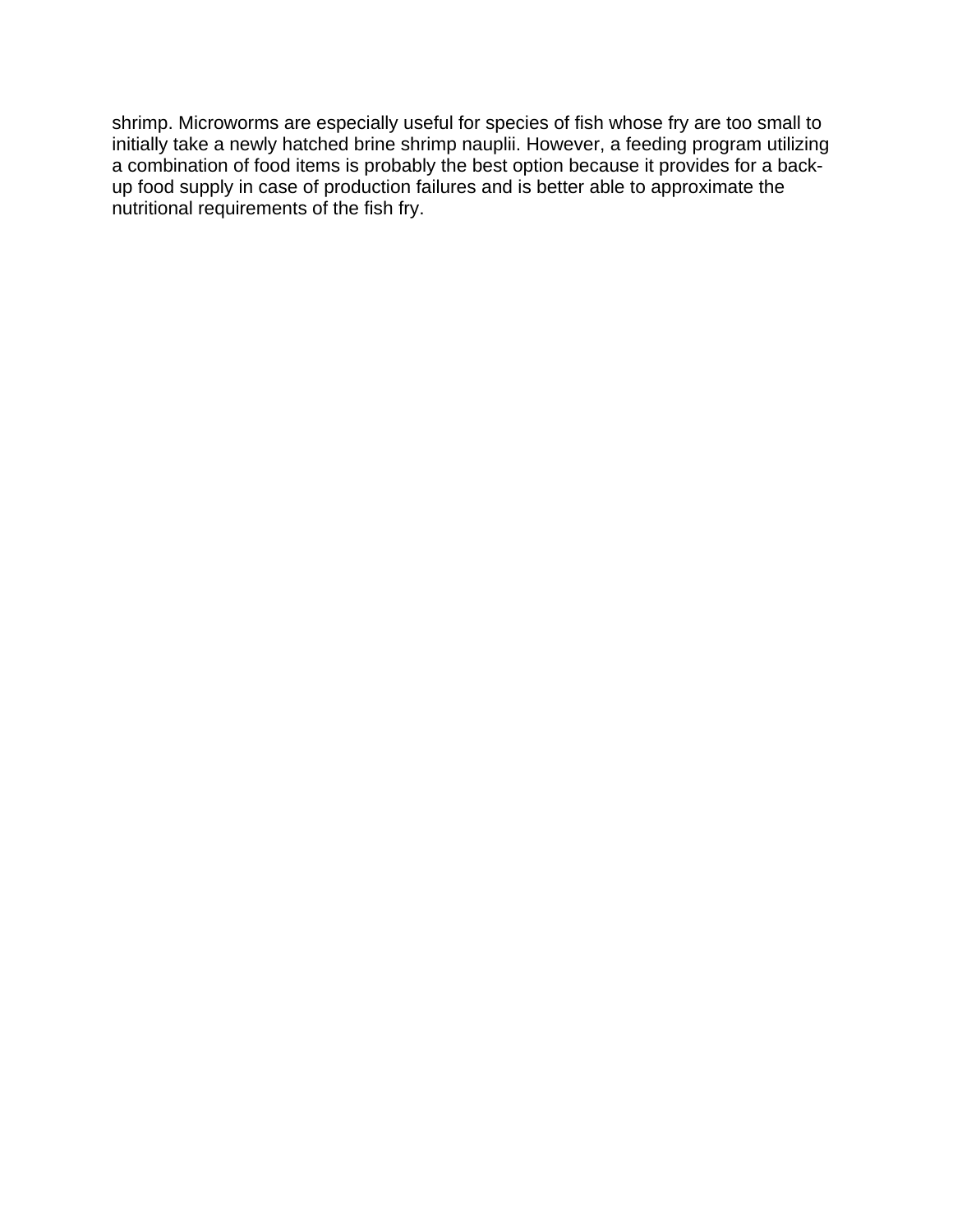shrimp. Microworms are especially useful for species of fish whose fry are too small to initially take a newly hatched brine shrimp nauplii. However, a feeding program utilizing a combination of food items is probably the best option because it provides for a back-up food supply in case of production failures and is better able to approximate the nutritional requirements of the fish fry.